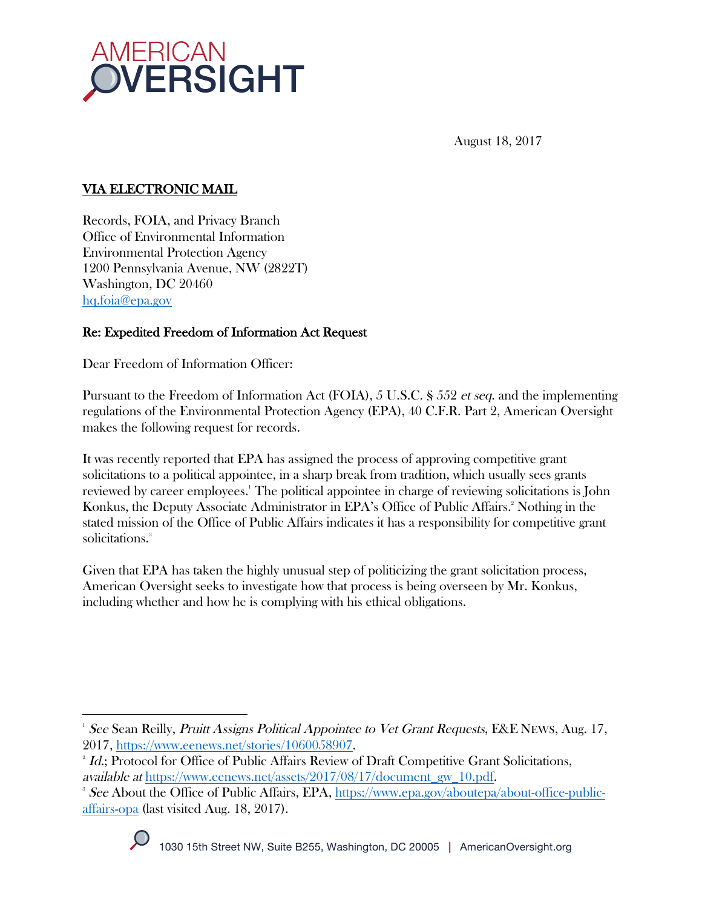# AMERICAN OVERSIGHT

August 18, 2017

**VIA ELECTRONIC MAIL**

Records, FOIA, and Privacy Branch
Office of Environmental Information
Environmental Protection Agency
1200 Pennsylvania Avenue, NW (2822T)
Washington, DC 20460
hq.foia@epa.gov

**Re: Expedited Freedom of Information Act Request**

Dear Freedom of Information Officer:

Pursuant to the Freedom of Information Act (FOIA), 5 U.S.C. § 552 *et seq.* and the implementing regulations of the Environmental Protection Agency (EPA), 40 C.F.R. Part 2, American Oversight makes the following request for records.

It was recently reported that EPA has assigned the process of approving competitive grant solicitations to a political appointee, in a sharp break from tradition, which usually sees grants reviewed by career employees.[1] The political appointee in charge of reviewing solicitations is John Konkus, the Deputy Associate Administrator in EPA's Office of Public Affairs.[2] Nothing in the stated mission of the Office of Public Affairs indicates it has a responsibility for competitive grant solicitations.[3]

Given that EPA has taken the highly unusual step of politicizing the grant solicitation process, American Oversight seeks to investigate how that process is being overseen by Mr. Konkus, including whether and how he is complying with his ethical obligations.

---

[1] *See* Sean Reilly, *Pruitt Assigns Political Appointee to Vet Grant Requests*, E&E NEWS, Aug. 17, 2017, https://www.eenews.net/stories/1060058907.

[2] *Id.*; Protocol for Office of Public Affairs Review of Draft Competitive Grant Solicitations, *available at* https://www.eenews.net/assets/2017/08/17/document_gw_10.pdf.

[3] *See* About the Office of Public Affairs, EPA, https://www.epa.gov/aboutepa/about-office-public-affairs-opa (last visited Aug. 18, 2017).

1030 15th Street NW, Suite B255, Washington, DC 20005 | AmericanOversight.org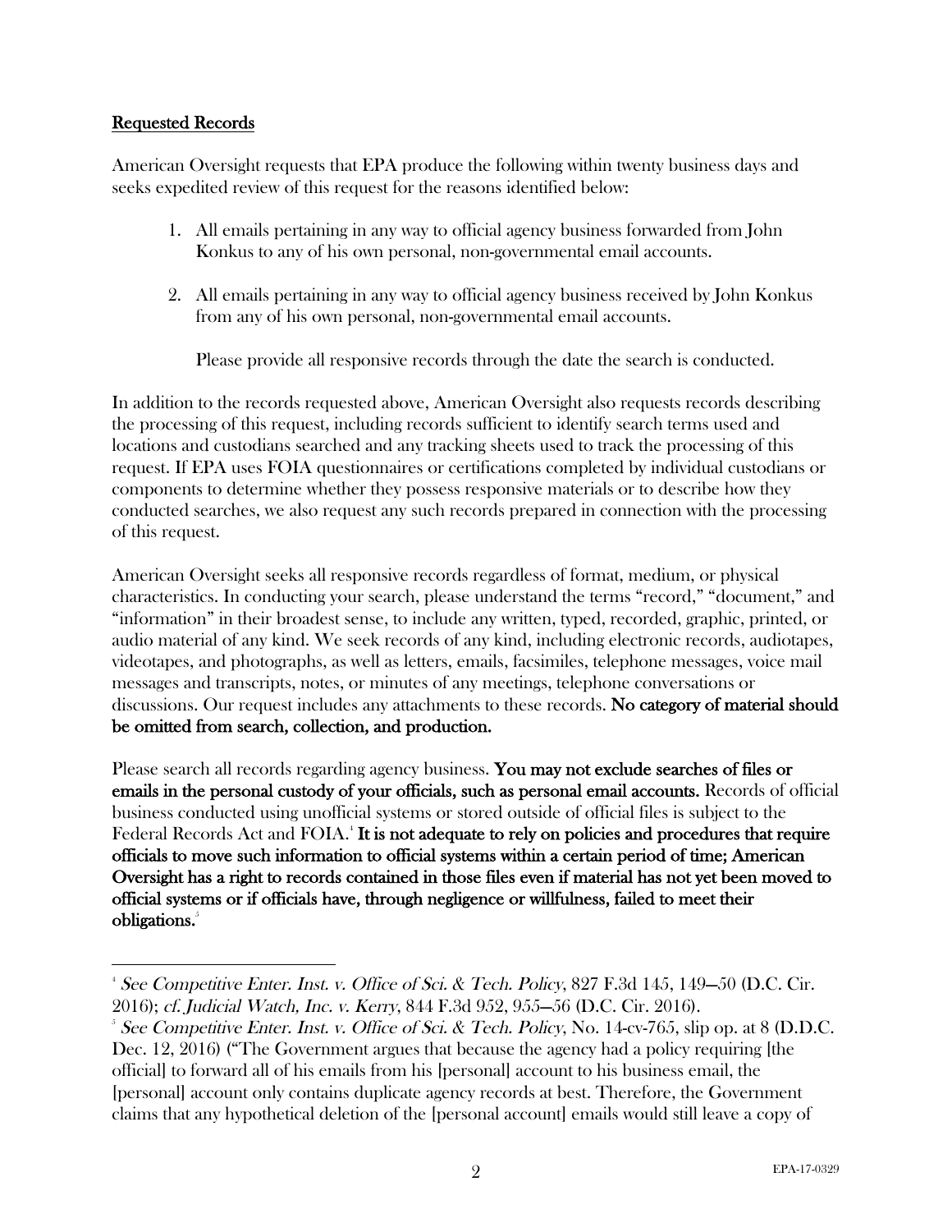## <u>Requested Records</u>

American Oversight requests that EPA produce the following within twenty business days and seeks expedited review of this request for the reasons identified below:

1. All emails pertaining in any way to official agency business forwarded from John Konkus to any of his own personal, non-governmental email accounts.

2. All emails pertaining in any way to official agency business received by John Konkus from any of his own personal, non-governmental email accounts.

   Please provide all responsive records through the date the search is conducted.

In addition to the records requested above, American Oversight also requests records describing the processing of this request, including records sufficient to identify search terms used and locations and custodians searched and any tracking sheets used to track the processing of this request. If EPA uses FOIA questionnaires or certifications completed by individual custodians or components to determine whether they possess responsive materials or to describe how they conducted searches, we also request any such records prepared in connection with the processing of this request.

American Oversight seeks all responsive records regardless of format, medium, or physical characteristics. In conducting your search, please understand the terms "record," "document," and "information" in their broadest sense, to include any written, typed, recorded, graphic, printed, or audio material of any kind. We seek records of any kind, including electronic records, audiotapes, videotapes, and photographs, as well as letters, emails, facsimiles, telephone messages, voice mail messages and transcripts, notes, or minutes of any meetings, telephone conversations or discussions. Our request includes any attachments to these records. **No category of material should be omitted from search, collection, and production.**

Please search all records regarding agency business. **You may not exclude searches of files or emails in the personal custody of your officials, such as personal email accounts.** Records of official business conducted using unofficial systems or stored outside of official files is subject to the Federal Records Act and FOIA.[4] **It is not adequate to rely on policies and procedures that require officials to move such information to official systems within a certain period of time; American Oversight has a right to records contained in those files even if material has not yet been moved to official systems or if officials have, through negligence or willfulness, failed to meet their obligations.**[5]

---

[4] *See Competitive Enter. Inst. v. Office of Sci. & Tech. Policy*, 827 F.3d 145, 149–50 (D.C. Cir. 2016); *cf. Judicial Watch, Inc. v. Kerry*, 844 F.3d 952, 955–56 (D.C. Cir. 2016).

[5] *See Competitive Enter. Inst. v. Office of Sci. & Tech. Policy*, No. 14-cv-765, slip op. at 8 (D.D.C. Dec. 12, 2016) ("The Government argues that because the agency had a policy requiring [the official] to forward all of his emails from his [personal] account to his business email, the [personal] account only contains duplicate agency records at best. Therefore, the Government claims that any hypothetical deletion of the [personal account] emails would still leave a copy of

EPA-17-0329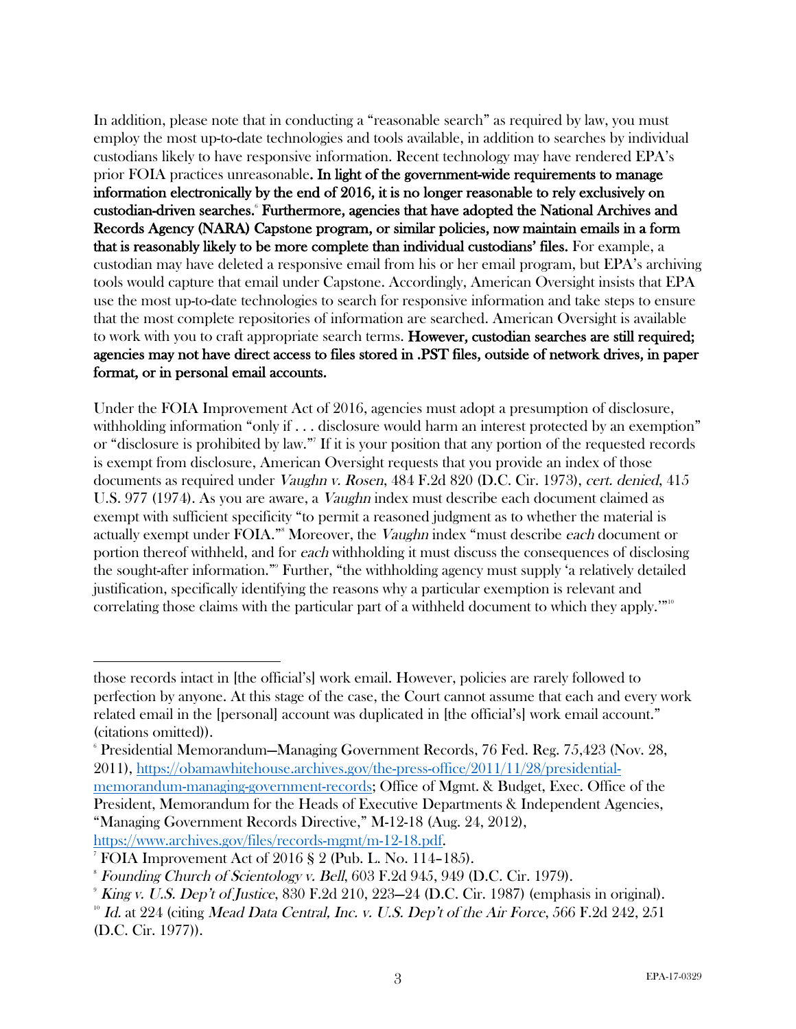In addition, please note that in conducting a "reasonable search" as required by law, you must employ the most up-to-date technologies and tools available, in addition to searches by individual custodians likely to have responsive information. Recent technology may have rendered EPA's prior FOIA practices unreasonable. **In light of the government-wide requirements to manage information electronically by the end of 2016, it is no longer reasonable to rely exclusively on custodian-driven searches.**[6] **Furthermore, agencies that have adopted the National Archives and Records Agency (NARA) Capstone program, or similar policies, now maintain emails in a form that is reasonably likely to be more complete than individual custodians' files.** For example, a custodian may have deleted a responsive email from his or her email program, but EPA's archiving tools would capture that email under Capstone. Accordingly, American Oversight insists that EPA use the most up-to-date technologies to search for responsive information and take steps to ensure that the most complete repositories of information are searched. American Oversight is available to work with you to craft appropriate search terms. **However, custodian searches are still required; agencies may not have direct access to files stored in .PST files, outside of network drives, in paper format, or in personal email accounts.**

Under the FOIA Improvement Act of 2016, agencies must adopt a presumption of disclosure, withholding information "only if . . . disclosure would harm an interest protected by an exemption" or "disclosure is prohibited by law."[7] If it is your position that any portion of the requested records is exempt from disclosure, American Oversight requests that you provide an index of those documents as required under *Vaughn v. Rosen*, 484 F.2d 820 (D.C. Cir. 1973), *cert. denied*, 415 U.S. 977 (1974). As you are aware, a *Vaughn* index must describe each document claimed as exempt with sufficient specificity "to permit a reasoned judgment as to whether the material is actually exempt under FOIA."[8] Moreover, the *Vaughn* index "must describe *each* document or portion thereof withheld, and for *each* withholding it must discuss the consequences of disclosing the sought-after information."[9] Further, "the withholding agency must supply 'a relatively detailed justification, specifically identifying the reasons why a particular exemption is relevant and correlating those claims with the particular part of a withheld document to which they apply.'"[10]

---

those records intact in [the official's] work email. However, policies are rarely followed to perfection by anyone. At this stage of the case, the Court cannot assume that each and every work related email in the [personal] account was duplicated in [the official's] work email account." (citations omitted)).

[6] Presidential Memorandum—Managing Government Records, 76 Fed. Reg. 75,423 (Nov. 28, 2011), https://obamawhitehouse.archives.gov/the-press-office/2011/11/28/presidential-memorandum-managing-government-records; Office of Mgmt. & Budget, Exec. Office of the President, Memorandum for the Heads of Executive Departments & Independent Agencies, "Managing Government Records Directive," M-12-18 (Aug. 24, 2012), https://www.archives.gov/files/records-mgmt/m-12-18.pdf.

[7] FOIA Improvement Act of 2016 § 2 (Pub. L. No. 114–185).

[8] *Founding Church of Scientology v. Bell*, 603 F.2d 945, 949 (D.C. Cir. 1979).

[9] *King v. U.S. Dep't of Justice*, 830 F.2d 210, 223–24 (D.C. Cir. 1987) (emphasis in original).

[10] *Id.* at 224 (citing *Mead Data Central, Inc. v. U.S. Dep't of the Air Force*, 566 F.2d 242, 251 (D.C. Cir. 1977)).

EPA-17-0329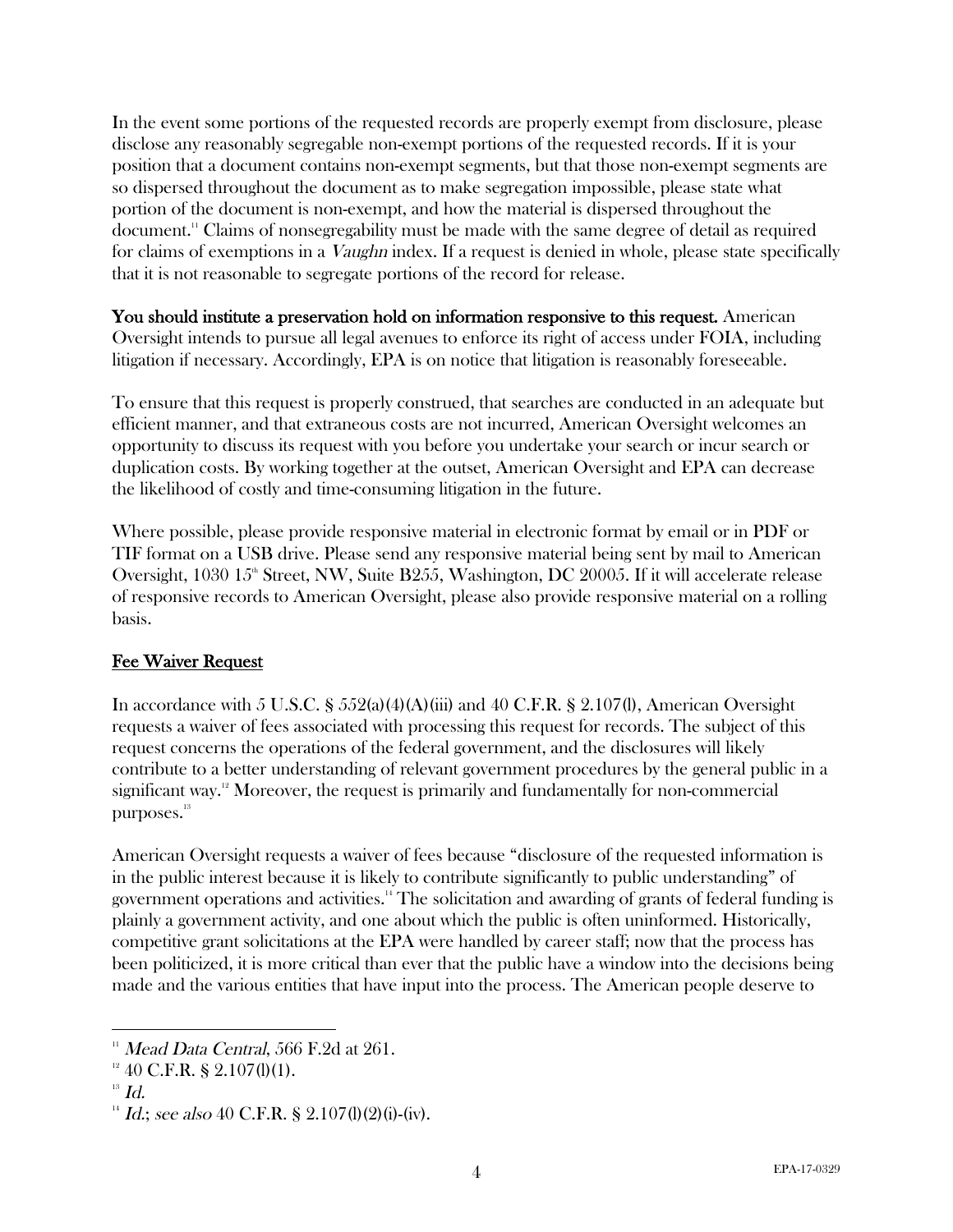In the event some portions of the requested records are properly exempt from disclosure, please disclose any reasonably segregable non-exempt portions of the requested records. If it is your position that a document contains non-exempt segments, but that those non-exempt segments are so dispersed throughout the document as to make segregation impossible, please state what portion of the document is non-exempt, and how the material is dispersed throughout the document.[11] Claims of nonsegregability must be made with the same degree of detail as required for claims of exemptions in a *Vaughn* index. If a request is denied in whole, please state specifically that it is not reasonable to segregate portions of the record for release.

**You should institute a preservation hold on information responsive to this request.** American Oversight intends to pursue all legal avenues to enforce its right of access under FOIA, including litigation if necessary. Accordingly, EPA is on notice that litigation is reasonably foreseeable.

To ensure that this request is properly construed, that searches are conducted in an adequate but efficient manner, and that extraneous costs are not incurred, American Oversight welcomes an opportunity to discuss its request with you before you undertake your search or incur search or duplication costs. By working together at the outset, American Oversight and EPA can decrease the likelihood of costly and time-consuming litigation in the future.

Where possible, please provide responsive material in electronic format by email or in PDF or TIF format on a USB drive. Please send any responsive material being sent by mail to American Oversight, 1030 15th Street, NW, Suite B255, Washington, DC 20005. If it will accelerate release of responsive records to American Oversight, please also provide responsive material on a rolling basis.

## Fee Waiver Request

In accordance with 5 U.S.C. § 552(a)(4)(A)(iii) and 40 C.F.R. § 2.107(l), American Oversight requests a waiver of fees associated with processing this request for records. The subject of this request concerns the operations of the federal government, and the disclosures will likely contribute to a better understanding of relevant government procedures by the general public in a significant way.[12] Moreover, the request is primarily and fundamentally for non-commercial purposes.[13]

American Oversight requests a waiver of fees because "disclosure of the requested information is in the public interest because it is likely to contribute significantly to public understanding" of government operations and activities.[14] The solicitation and awarding of grants of federal funding is plainly a government activity, and one about which the public is often uninformed. Historically, competitive grant solicitations at the EPA were handled by career staff; now that the process has been politicized, it is more critical than ever that the public have a window into the decisions being made and the various entities that have input into the process. The American people deserve to

---

[11] *Mead Data Central*, 566 F.2d at 261.

[12] 40 C.F.R. § 2.107(l)(1).

[13] *Id.*

[14] *Id.*; *see also* 40 C.F.R. § 2.107(l)(2)(i)-(iv).

EPA-17-0329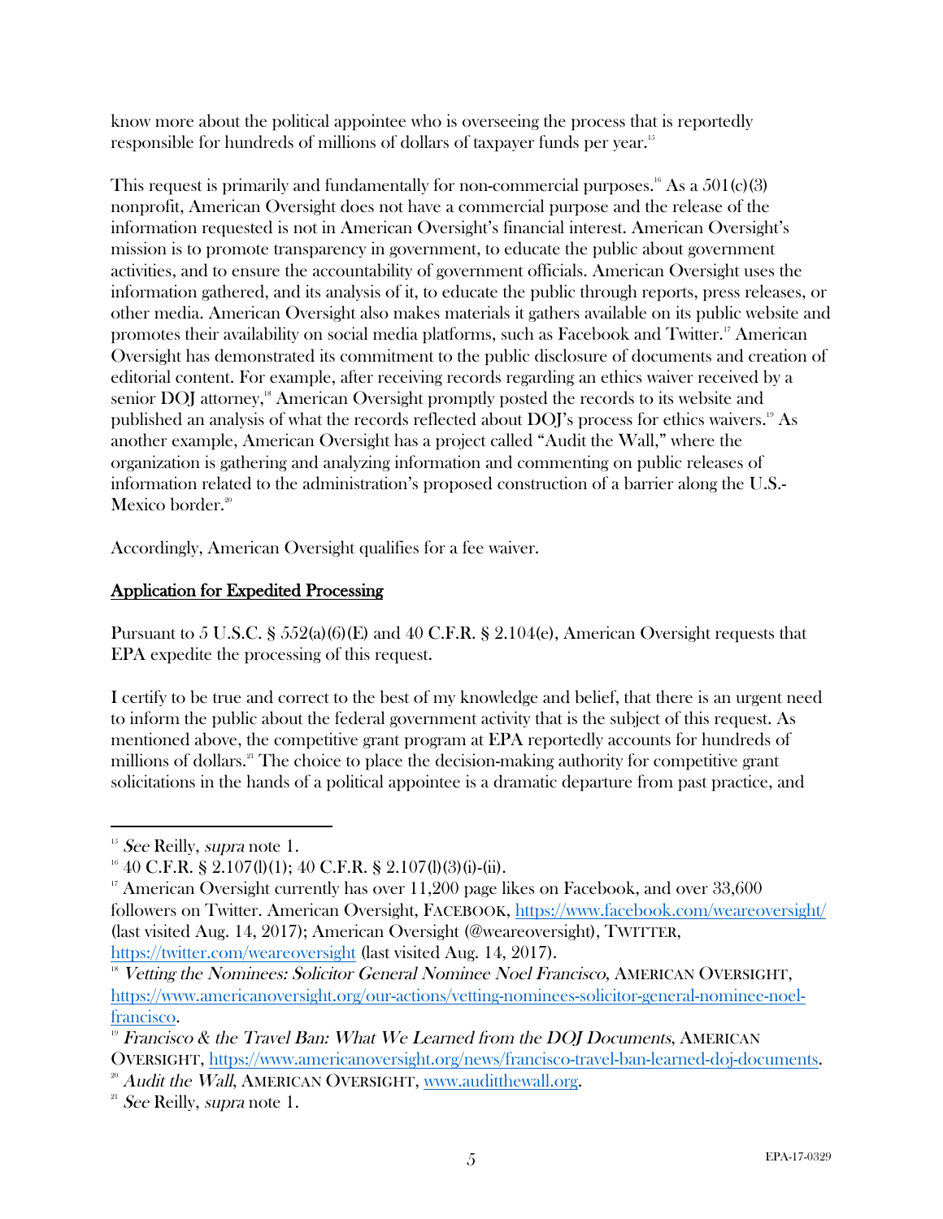know more about the political appointee who is overseeing the process that is reportedly responsible for hundreds of millions of dollars of taxpayer funds per year.[15]

This request is primarily and fundamentally for non-commercial purposes.[16] As a 501(c)(3) nonprofit, American Oversight does not have a commercial purpose and the release of the information requested is not in American Oversight's financial interest. American Oversight's mission is to promote transparency in government, to educate the public about government activities, and to ensure the accountability of government officials. American Oversight uses the information gathered, and its analysis of it, to educate the public through reports, press releases, or other media. American Oversight also makes materials it gathers available on its public website and promotes their availability on social media platforms, such as Facebook and Twitter.[17] American Oversight has demonstrated its commitment to the public disclosure of documents and creation of editorial content. For example, after receiving records regarding an ethics waiver received by a senior DOJ attorney,[18] American Oversight promptly posted the records to its website and published an analysis of what the records reflected about DOJ's process for ethics waivers.[19] As another example, American Oversight has a project called "Audit the Wall," where the organization is gathering and analyzing information and commenting on public releases of information related to the administration's proposed construction of a barrier along the U.S.-Mexico border.[20]

Accordingly, American Oversight qualifies for a fee waiver.

## Application for Expedited Processing

Pursuant to 5 U.S.C. § 552(a)(6)(E) and 40 C.F.R. § 2.104(e), American Oversight requests that EPA expedite the processing of this request.

I certify to be true and correct to the best of my knowledge and belief, that there is an urgent need to inform the public about the federal government activity that is the subject of this request. As mentioned above, the competitive grant program at EPA reportedly accounts for hundreds of millions of dollars.[21] The choice to place the decision-making authority for competitive grant solicitations in the hands of a political appointee is a dramatic departure from past practice, and

---

[15] *See* Reilly, *supra* note 1.

[16] 40 C.F.R. § 2.107(l)(1); 40 C.F.R. § 2.107(l)(3)(i)-(ii).

[17] American Oversight currently has over 11,200 page likes on Facebook, and over 33,600 followers on Twitter. American Oversight, FACEBOOK, https://www.facebook.com/weareoversight/ (last visited Aug. 14, 2017); American Oversight (@weareoversight), TWITTER, https://twitter.com/weareoversight (last visited Aug. 14, 2017).

[18] *Vetting the Nominees: Solicitor General Nominee Noel Francisco*, AMERICAN OVERSIGHT, https://www.americanoversight.org/our-actions/vetting-nominees-solicitor-general-nominee-noel-francisco.

[19] *Francisco & the Travel Ban: What We Learned from the DOJ Documents*, AMERICAN OVERSIGHT, https://www.americanoversight.org/news/francisco-travel-ban-learned-doj-documents.

[20] *Audit the Wall*, AMERICAN OVERSIGHT, www.auditthewall.org.

[21] *See* Reilly, *supra* note 1.

EPA-17-0329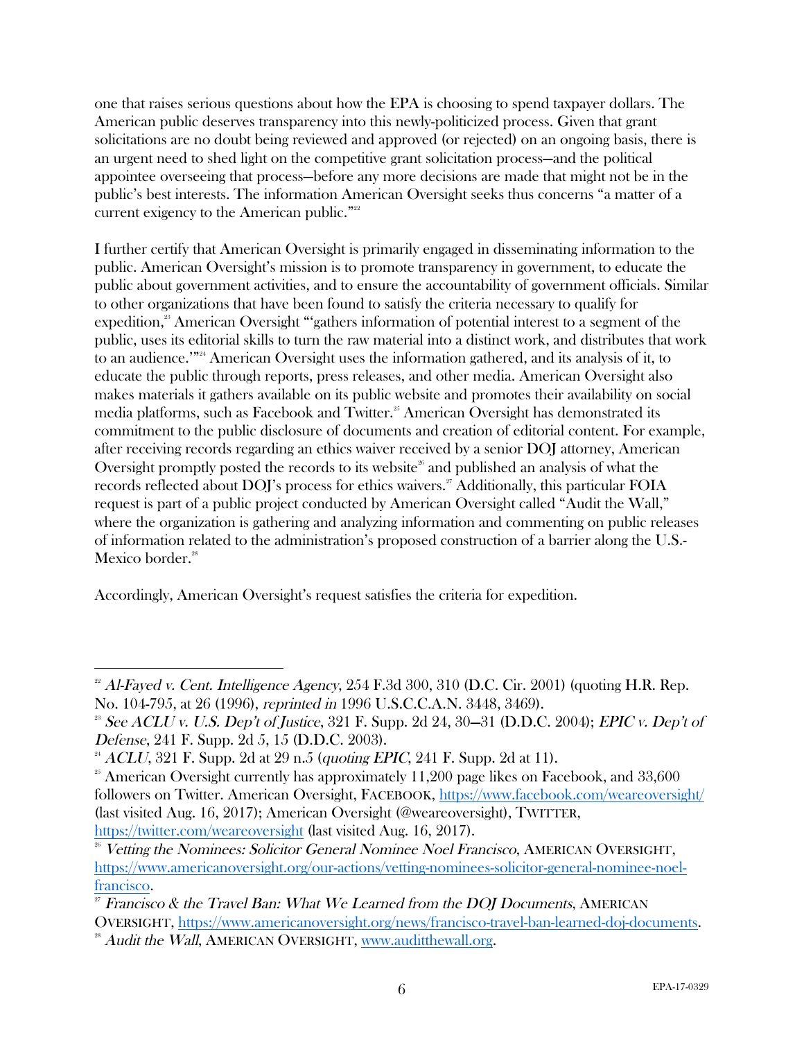one that raises serious questions about how the EPA is choosing to spend taxpayer dollars. The American public deserves transparency into this newly-politicized process. Given that grant solicitations are no doubt being reviewed and approved (or rejected) on an ongoing basis, there is an urgent need to shed light on the competitive grant solicitation process—and the political appointee overseeing that process—before any more decisions are made that might not be in the public's best interests. The information American Oversight seeks thus concerns "a matter of a current exigency to the American public."[22]

I further certify that American Oversight is primarily engaged in disseminating information to the public. American Oversight's mission is to promote transparency in government, to educate the public about government activities, and to ensure the accountability of government officials. Similar to other organizations that have been found to satisfy the criteria necessary to qualify for expedition,[23] American Oversight "'gathers information of potential interest to a segment of the public, uses its editorial skills to turn the raw material into a distinct work, and distributes that work to an audience.'"[24] American Oversight uses the information gathered, and its analysis of it, to educate the public through reports, press releases, and other media. American Oversight also makes materials it gathers available on its public website and promotes their availability on social media platforms, such as Facebook and Twitter.[25] American Oversight has demonstrated its commitment to the public disclosure of documents and creation of editorial content. For example, after receiving records regarding an ethics waiver received by a senior DOJ attorney, American Oversight promptly posted the records to its website[26] and published an analysis of what the records reflected about DOJ's process for ethics waivers.[27] Additionally, this particular FOIA request is part of a public project conducted by American Oversight called "Audit the Wall," where the organization is gathering and analyzing information and commenting on public releases of information related to the administration's proposed construction of a barrier along the U.S.-Mexico border.[28]

Accordingly, American Oversight's request satisfies the criteria for expedition.

---

[22] *Al-Fayed v. Cent. Intelligence Agency*, 254 F.3d 300, 310 (D.C. Cir. 2001) (quoting H.R. Rep. No. 104-795, at 26 (1996), *reprinted in* 1996 U.S.C.C.A.N. 3448, 3469).

[23] *See ACLU v. U.S. Dep't of Justice*, 321 F. Supp. 2d 24, 30–31 (D.D.C. 2004); *EPIC v. Dep't of Defense*, 241 F. Supp. 2d 5, 15 (D.D.C. 2003).

[24] *ACLU*, 321 F. Supp. 2d at 29 n.5 (*quoting EPIC*, 241 F. Supp. 2d at 11).

[25] American Oversight currently has approximately 11,200 page likes on Facebook, and 33,600 followers on Twitter. American Oversight, FACEBOOK, https://www.facebook.com/weareoversight/ (last visited Aug. 16, 2017); American Oversight (@weareoversight), TWITTER, https://twitter.com/weareoversight (last visited Aug. 16, 2017).

[26] *Vetting the Nominees: Solicitor General Nominee Noel Francisco*, AMERICAN OVERSIGHT, https://www.americanoversight.org/our-actions/vetting-nominees-solicitor-general-nominee-noel-francisco.

[27] *Francisco & the Travel Ban: What We Learned from the DOJ Documents*, AMERICAN OVERSIGHT, https://www.americanoversight.org/news/francisco-travel-ban-learned-doj-documents.

[28] *Audit the Wall*, AMERICAN OVERSIGHT, www.auditthewall.org.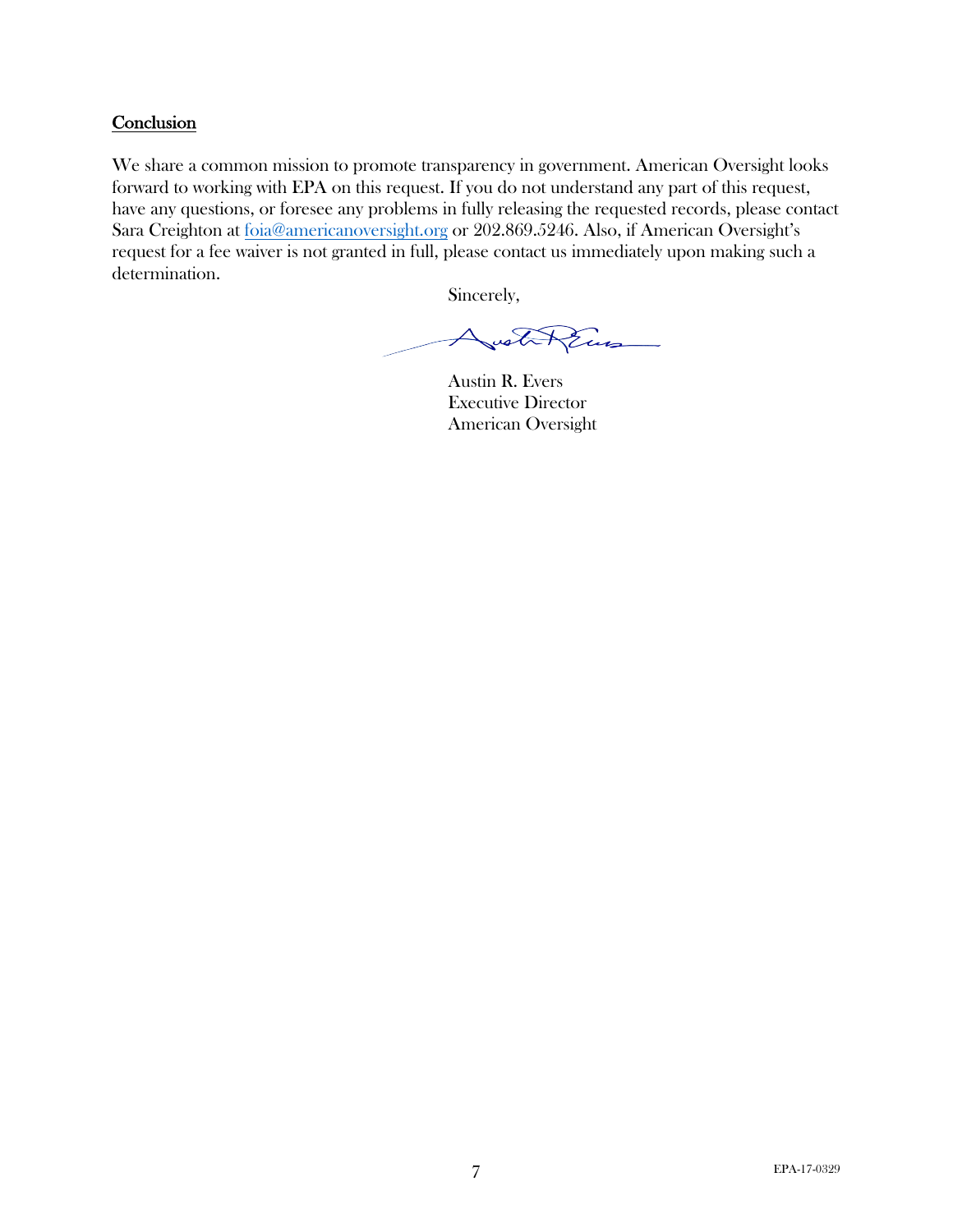## Conclusion

We share a common mission to promote transparency in government. American Oversight looks forward to working with EPA on this request. If you do not understand any part of this request, have any questions, or foresee any problems in fully releasing the requested records, please contact Sara Creighton at foia@americanoversight.org or 202.869.5246. Also, if American Oversight's request for a fee waiver is not granted in full, please contact us immediately upon making such a determination.

Sincerely,

Austin R. Evers
Executive Director
American Oversight

EPA-17-0329